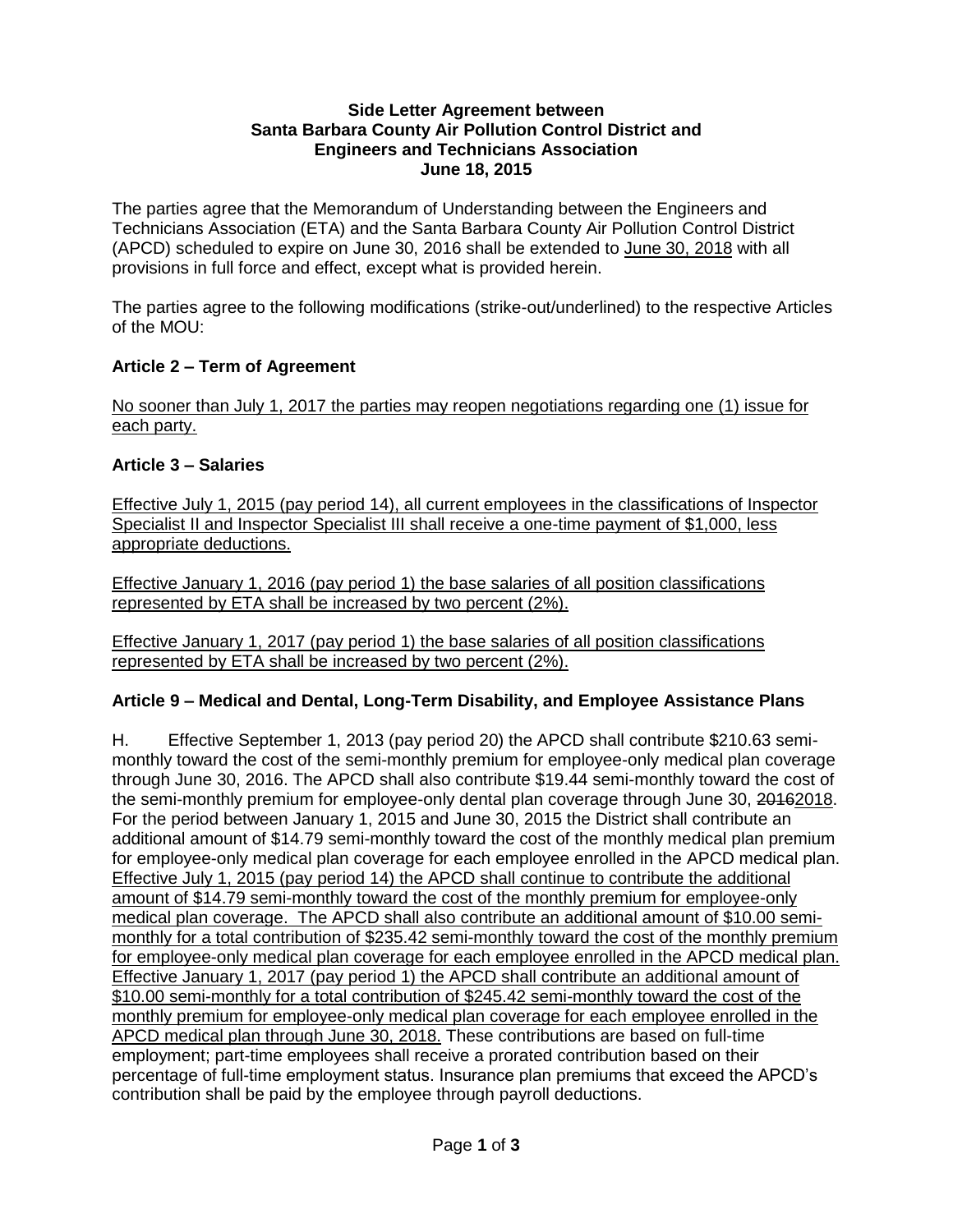**Side Letter Agreement between**
**Santa Barbara County Air Pollution Control District and**
**Engineers and Technicians Association**
**June 18, 2015**

The parties agree that the Memorandum of Understanding between the Engineers and Technicians Association (ETA) and the Santa Barbara County Air Pollution Control District (APCD) scheduled to expire on June 30, 2016 shall be extended to <u>June 30, 2018</u> with all provisions in full force and effect, except what is provided herein.

The parties agree to the following modifications (strike-out/underlined) to the respective Articles of the MOU:

### Article 2 – Term of Agreement

<u>No sooner than July 1, 2017 the parties may reopen negotiations regarding one (1) issue for each party.</u>

### Article 3 – Salaries

<u>Effective July 1, 2015 (pay period 14), all current employees in the classifications of Inspector Specialist II and Inspector Specialist III shall receive a one-time payment of $1,000, less appropriate deductions.</u>

<u>Effective January 1, 2016 (pay period 1) the base salaries of all position classifications represented by ETA shall be increased by two percent (2%).</u>

<u>Effective January 1, 2017 (pay period 1) the base salaries of all position classifications represented by ETA shall be increased by two percent (2%).</u>

### Article 9 – Medical and Dental, Long-Term Disability, and Employee Assistance Plans

H. Effective September 1, 2013 (pay period 20) the APCD shall contribute $210.63 semi-monthly toward the cost of the semi-monthly premium for employee-only medical plan coverage through June 30, 2016. The APCD shall also contribute $19.44 semi-monthly toward the cost of the semi-monthly premium for employee-only dental plan coverage through June 30, ~~2016~~<u>2018</u>. For the period between January 1, 2015 and June 30, 2015 the District shall contribute an additional amount of $14.79 semi-monthly toward the cost of the monthly medical plan premium for employee-only medical plan coverage for each employee enrolled in the APCD medical plan. <u>Effective July 1, 2015 (pay period 14) the APCD shall continue to contribute the additional amount of $14.79 semi-monthly toward the cost of the monthly premium for employee-only medical plan coverage. The APCD shall also contribute an additional amount of $10.00 semi-monthly for a total contribution of $235.42 semi-monthly toward the cost of the monthly premium for employee-only medical plan coverage for each employee enrolled in the APCD medical plan. Effective January 1, 2017 (pay period 1) the APCD shall contribute an additional amount of $10.00 semi-monthly for a total contribution of $245.42 semi-monthly toward the cost of the monthly premium for employee-only medical plan coverage for each employee enrolled in the APCD medical plan through June 30, 2018.</u> These contributions are based on full-time employment; part-time employees shall receive a prorated contribution based on their percentage of full-time employment status. Insurance plan premiums that exceed the APCD's contribution shall be paid by the employee through payroll deductions.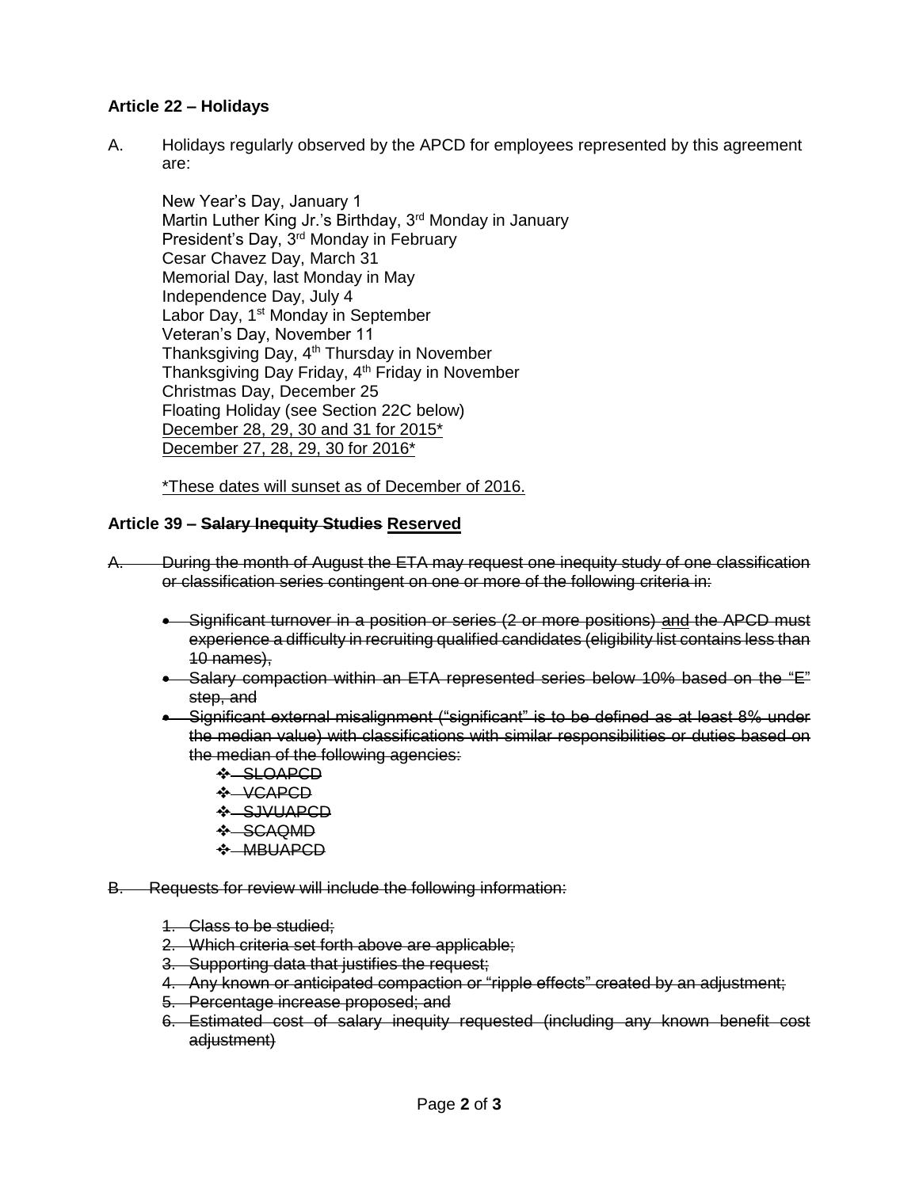**Article 22 – Holidays**

A. Holidays regularly observed by the APCD for employees represented by this agreement are:

New Year's Day, January 1
Martin Luther King Jr.'s Birthday, 3rd Monday in January
President's Day, 3rd Monday in February
Cesar Chavez Day, March 31
Memorial Day, last Monday in May
Independence Day, July 4
Labor Day, 1st Monday in September
Veteran's Day, November 11
Thanksgiving Day, 4th Thursday in November
Thanksgiving Day Friday, 4th Friday in November
Christmas Day, December 25
Floating Holiday (see Section 22C below)
<u>December 28, 29, 30 and 31 for 2015*</u>
<u>December 27, 28, 29, 30 for 2016*</u>

<u>*These dates will sunset as of December of 2016.</u>

**Article 39 – ~~Salary Inequity Studies~~ <u>Reserved</u>**

~~A. During the month of August the ETA may request one inequity study of one classification or classification series contingent on one or more of the following criteria in:~~

- ~~Significant turnover in a position or series (2 or more positions) <u>and</u> the APCD must experience a difficulty in recruiting qualified candidates (eligibility list contains less than 10 names),~~
- ~~Salary compaction within an ETA represented series below 10% based on the "E" step, and~~
- ~~Significant external misalignment ("significant" is to be defined as at least 8% under the median value) with classifications with similar responsibilities or duties based on the median of the following agencies:~~
  - ~~SLOAPCD~~
  - ~~VCAPCD~~
  - ~~SJVUAPCD~~
  - ~~SCAQMD~~
  - ~~MBUAPCD~~

~~B. Requests for review will include the following information:~~

1. ~~Class to be studied;~~
2. ~~Which criteria set forth above are applicable;~~
3. ~~Supporting data that justifies the request;~~
4. ~~Any known or anticipated compaction or "ripple effects" created by an adjustment;~~
5. ~~Percentage increase proposed; and~~
6. ~~Estimated cost of salary inequity requested (including any known benefit cost adjustment)~~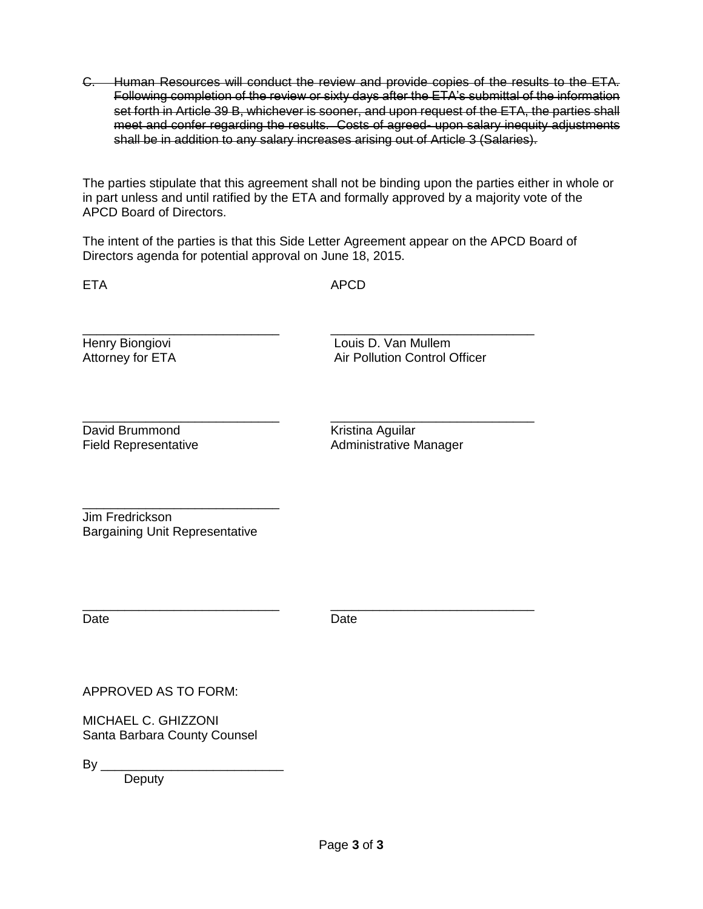~~C. Human Resources will conduct the review and provide copies of the results to the ETA. Following completion of the review or sixty days after the ETA's submittal of the information set forth in Article 39 B, whichever is sooner, and upon request of the ETA, the parties shall meet and confer regarding the results. Costs of agreed- upon salary inequity adjustments shall be in addition to any salary increases arising out of Article 3 (Salaries).~~

The parties stipulate that this agreement shall not be binding upon the parties either in whole or in part unless and until ratified by the ETA and formally approved by a majority vote of the APCD Board of Directors.

The intent of the parties is that this Side Letter Agreement appear on the APCD Board of Directors agenda for potential approval on June 18, 2015.

| ETA | APCD |
|---|---|
| \_\_\_\_\_\_\_\_\_\_\_\_\_\_\_\_\_\_\_\_\_\_\_\_\_\_\_\_<br>Henry Biongiovi<br>Attorney for ETA | \_\_\_\_\_\_\_\_\_\_\_\_\_\_\_\_\_\_\_\_\_\_\_\_\_\_\_\_<br>Louis D. Van Mullem<br>Air Pollution Control Officer |
| \_\_\_\_\_\_\_\_\_\_\_\_\_\_\_\_\_\_\_\_\_\_\_\_\_\_\_\_<br>David Brummond<br>Field Representative | \_\_\_\_\_\_\_\_\_\_\_\_\_\_\_\_\_\_\_\_\_\_\_\_\_\_\_\_<br>Kristina Aguilar<br>Administrative Manager |
| \_\_\_\_\_\_\_\_\_\_\_\_\_\_\_\_\_\_\_\_\_\_\_\_\_\_\_\_<br>Jim Fredrickson<br>Bargaining Unit Representative | |
| \_\_\_\_\_\_\_\_\_\_\_\_\_\_\_\_\_\_\_\_\_\_\_\_\_\_\_\_<br>Date | \_\_\_\_\_\_\_\_\_\_\_\_\_\_\_\_\_\_\_\_\_\_\_\_\_\_\_\_<br>Date |

APPROVED AS TO FORM:

MICHAEL C. GHIZZONI
Santa Barbara County Counsel

By \_\_\_\_\_\_\_\_\_\_\_\_\_\_\_\_\_\_\_\_\_\_\_\_\_\_
Deputy